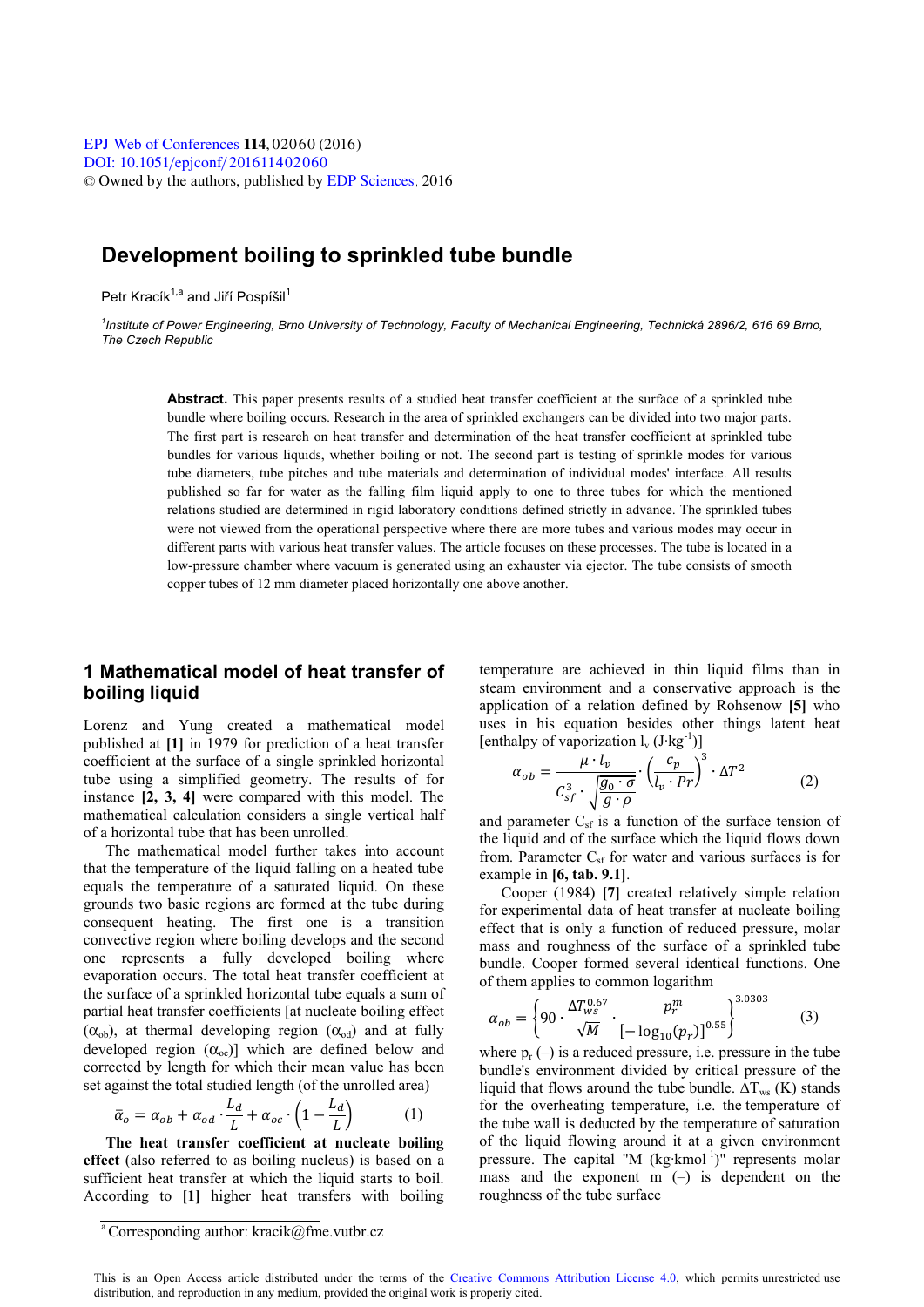# Development boiling to sprinkled tube bundle

Petr Kracík[1,a] and Jiří Pospíšil[1]

[1]*Institute of Power Engineering, Brno University of Technology, Faculty of Mechanical Engineering, Technická 2896/2, 616 69 Brno, The Czech Republic*

**Abstract.** This paper presents results of a studied heat transfer coefficient at the surface of a sprinkled tube bundle where boiling occurs. Research in the area of sprinkled exchangers can be divided into two major parts. The first part is research on heat transfer and determination of the heat transfer coefficient at sprinkled tube bundles for various liquids, whether boiling or not. The second part is testing of sprinkle modes for various tube diameters, tube pitches and tube materials and determination of individual modes' interface. All results published so far for water as the falling film liquid apply to one to three tubes for which the mentioned relations studied are determined in rigid laboratory conditions defined strictly in advance. The sprinkled tubes were not viewed from the operational perspective where there are more tubes and various modes may occur in different parts with various heat transfer values. The article focuses on these processes. The tube is located in a low-pressure chamber where vacuum is generated using an exhauster via ejector. The tube consists of smooth copper tubes of 12 mm diameter placed horizontally one above another.

## 1 Mathematical model of heat transfer of boiling liquid

Lorenz and Yung created a mathematical model published at **[1]** in 1979 for prediction of a heat transfer coefficient at the surface of a single sprinkled horizontal tube using a simplified geometry. The results of for instance **[2, 3, 4]** were compared with this model. The mathematical calculation considers a single vertical half of a horizontal tube that has been unrolled.

The mathematical model further takes into account that the temperature of the liquid falling on a heated tube equals the temperature of a saturated liquid. On these grounds two basic regions are formed at the tube during consequent heating. The first one is a transition convective region where boiling develops and the second one represents a fully developed boiling where evaporation occurs. The total heat transfer coefficient at the surface of a sprinkled horizontal tube equals a sum of partial heat transfer coefficients [at nucleate boiling effect ($\alpha_{ob}$), at thermal developing region ($\alpha_{od}$) and at fully developed region ($\alpha_{oc}$)] which are defined below and corrected by length for which their mean value has been set against the total studied length (of the unrolled area)

$$\bar{\alpha}_o = \alpha_{ob} + \alpha_{od} \cdot \frac{L_d}{L} + \alpha_{oc} \cdot \left(1 - \frac{L_d}{L}\right) \tag{1}$$

**The heat transfer coefficient at nucleate boiling effect** (also referred to as boiling nucleus) is based on a sufficient heat transfer at which the liquid starts to boil. According to **[1]** higher heat transfers with boiling temperature are achieved in thin liquid films than in steam environment and a conservative approach is the application of a relation defined by Rohsenow **[5]** who uses in his equation besides other things latent heat [enthalpy of vaporization $l_v$ (J·kg$^{-1}$)]

$$\alpha_{ob} = \frac{\mu \cdot l_v}{C_{sf}^3 \cdot \sqrt{\frac{g_0 \cdot \sigma}{g \cdot \rho}}} \cdot \left(\frac{c_p}{l_v \cdot Pr}\right)^3 \cdot \Delta T^2 \tag{2}$$

and parameter $C_{sf}$ is a function of the surface tension of the liquid and of the surface which the liquid flows down from. Parameter $C_{sf}$ for water and various surfaces is for example in **[6, tab. 9.1]**.

Cooper (1984) **[7]** created relatively simple relation for experimental data of heat transfer at nucleate boiling effect that is only a function of reduced pressure, molar mass and roughness of the surface of a sprinkled tube bundle. Cooper formed several identical functions. One of them applies to common logarithm

$$\alpha_{ob} = \left\{90 \cdot \frac{\Delta T_{ws}^{0.67}}{\sqrt{M}} \cdot \frac{p_r^m}{[-\log_{10}(p_r)]^{0.55}}\right\}^{3.0303} \tag{3}$$

where $p_r$ (–) is a reduced pressure, i.e. pressure in the tube bundle's environment divided by critical pressure of the liquid that flows around the tube bundle. $\Delta T_{ws}$ (K) stands for the overheating temperature, i.e. the temperature of the tube wall is deducted by the temperature of saturation of the liquid flowing around it at a given environment pressure. The capital "M (kg·kmol$^{-1}$)" represents molar mass and the exponent m (–) is dependent on the roughness of the tube surface

[a] Corresponding author: kracik@fme.vutbr.cz

This is an Open Access article distributed under the terms of the Creative Commons Attribution License 4.0, which permits unrestricted use distribution, and reproduction in any medium, provided the original work is properly cited.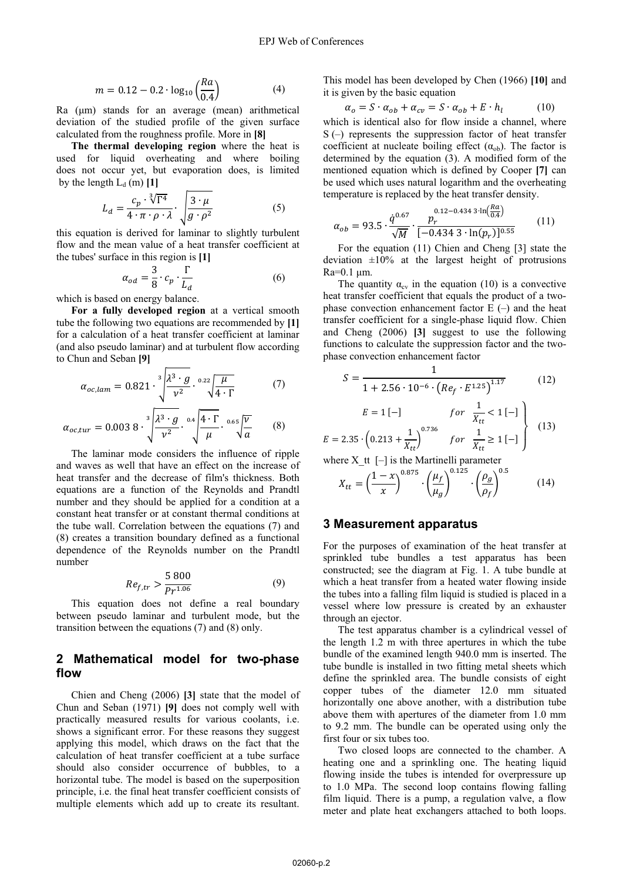$$m = 0.12 - 0.2 \cdot \log_{10}\left(\frac{Ra}{0.4}\right) \tag{4}$$

Ra (μm) stands for an average (mean) arithmetical deviation of the studied profile of the given surface calculated from the roughness profile. More in **[8]**

**The thermal developing region** where the heat is used for liquid overheating and where boiling does not occur yet, but evaporation does, is limited by the length $L_d$ (m) **[1]**

$$L_d = \frac{c_p \cdot \sqrt[3]{\Gamma^4}}{4 \cdot \pi \cdot \rho \cdot \lambda} \cdot \sqrt{\frac{3 \cdot \mu}{g \cdot \rho^2}} \tag{5}$$

this equation is derived for laminar to slightly turbulent flow and the mean value of a heat transfer coefficient at the tubes' surface in this region is **[1]**

$$\alpha_{od} = \frac{3}{8} \cdot c_p \cdot \frac{\Gamma}{L_d} \tag{6}$$

which is based on energy balance.

**For a fully developed region** at a vertical smooth tube the following two equations are recommended by **[1]** for a calculation of a heat transfer coefficient at laminar (and also pseudo laminar) and at turbulent flow according to Chun and Seban **[9]**

$$\alpha_{oc,lam} = 0.821 \cdot \sqrt[3]{\frac{\lambda^3 \cdot g}{\nu^2}} \cdot \sqrt[0.22]{\frac{\mu}{4 \cdot \Gamma}} \tag{7}$$

$$\alpha_{oc,tur} = 0.003\,8 \cdot \sqrt[3]{\frac{\lambda^3 \cdot g}{\nu^2}} \cdot \sqrt[0.4]{\frac{4 \cdot \Gamma}{\mu}} \cdot \sqrt[0.65]{\frac{\nu}{a}} \tag{8}$$

The laminar mode considers the influence of ripple and waves as well that have an effect on the increase of heat transfer and the decrease of film's thickness. Both equations are a function of the Reynolds and Prandtl number and they should be applied for a condition at a constant heat transfer or at constant thermal conditions at the tube wall. Correlation between the equations (7) and (8) creates a transition boundary defined as a functional dependence of the Reynolds number on the Prandtl number

$$Re_{f,tr} > \frac{5\,800}{Pr^{1.06}} \tag{9}$$

This equation does not define a real boundary between pseudo laminar and turbulent mode, but the transition between the equations (7) and (8) only.

## 2 Mathematical model for two-phase flow

Chien and Cheng (2006) **[3]** state that the model of Chun and Seban (1971) **[9]** does not comply well with practically measured results for various coolants, i.e. shows a significant error. For these reasons they suggest applying this model, which draws on the fact that the calculation of heat transfer coefficient at a tube surface should also consider occurrence of bubbles, to a horizontal tube. The model is based on the superposition principle, i.e. the final heat transfer coefficient consists of multiple elements which add up to create its resultant. This model has been developed by Chen (1966) **[10]** and it is given by the basic equation

$$\alpha_o = S \cdot \alpha_{ob} + \alpha_{cv} = S \cdot \alpha_{ob} + E \cdot h_l \tag{10}$$

which is identical also for flow inside a channel, where S (–) represents the suppression factor of heat transfer coefficient at nucleate boiling effect ($\alpha_{ob}$). The factor is determined by the equation (3). A modified form of the mentioned equation which is defined by Cooper **[7]** can be used which uses natural logarithm and the overheating temperature is replaced by the heat transfer density.

$$\alpha_{ob} = 93.5 \cdot \frac{\dot{q}^{0.67}}{\sqrt{M}} \cdot \frac{p_r^{\,0.12 - 0.434\,3 \cdot \ln\left(\frac{Ra}{0.4}\right)}}{[-0.434\,3 \cdot \ln(p_r)]^{0.55}} \tag{11}$$

For the equation (11) Chien and Cheng [3] state the deviation ±10% at the largest height of protrusions Ra=0.1 μm.

The quantity $\alpha_{cv}$ in the equation (10) is a convective heat transfer coefficient that equals the product of a two-phase convection enhancement factor E (–) and the heat transfer coefficient for a single-phase liquid flow. Chien and Cheng (2006) **[3]** suggest to use the following functions to calculate the suppression factor and the two-phase convection enhancement factor

$$S = \frac{1}{1 + 2.56 \cdot 10^{-6} \cdot \left(Re_f \cdot E^{1.25}\right)^{1.17}} \tag{12}$$

$$\left.\begin{aligned} E &= 1\,[-] && for\ \ \frac{1}{X_{tt}} < 1\,[-] \\ E &= 2.35 \cdot \left(0.213 + \frac{1}{X_{tt}}\right)^{0.736} && for\ \ \frac{1}{X_{tt}} \geq 1\,[-] \end{aligned}\right\} \tag{13}$$

where X_tt [–] is the Martinelli parameter

$$X_{tt} = \left(\frac{1-x}{x}\right)^{0.875} \cdot \left(\frac{\mu_f}{\mu_g}\right)^{0.125} \cdot \left(\frac{\rho_g}{\rho_f}\right)^{0.5} \tag{14}$$

## 3 Measurement apparatus

For the purposes of examination of the heat transfer at sprinkled tube bundles a test apparatus has been constructed; see the diagram at Fig. 1. A tube bundle at which a heat transfer from a heated water flowing inside the tubes into a falling film liquid is studied is placed in a vessel where low pressure is created by an exhauster through an ejector.

The test apparatus chamber is a cylindrical vessel of the length 1.2 m with three apertures in which the tube bundle of the examined length 940.0 mm is inserted. The tube bundle is installed in two fitting metal sheets which define the sprinkled area. The bundle consists of eight copper tubes of the diameter 12.0 mm situated horizontally one above another, with a distribution tube above them with apertures of the diameter from 1.0 mm to 9.2 mm. The bundle can be operated using only the first four or six tubes too.

Two closed loops are connected to the chamber. A heating one and a sprinkling one. The heating liquid flowing inside the tubes is intended for overpressure up to 1.0 MPa. The second loop contains flowing falling film liquid. There is a pump, a regulation valve, a flow meter and plate heat exchangers attached to both loops.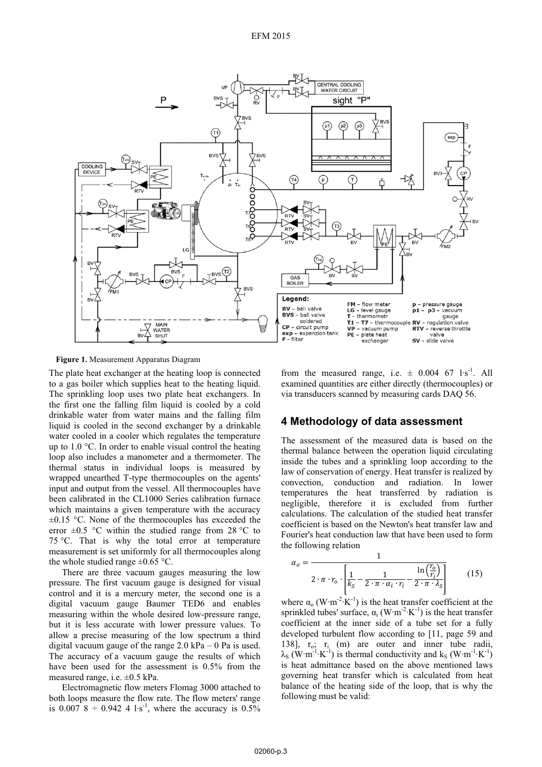**Figure 1.** Measurement Apparatus Diagram

The plate heat exchanger at the heating loop is connected to a gas boiler which supplies heat to the heating liquid. The sprinkling loop uses two plate heat exchangers. In the first one the falling film liquid is cooled by a cold drinkable water from water mains and the falling film liquid is cooled in the second exchanger by a drinkable water cooled in a cooler which regulates the temperature up to 1.0 °C. In order to enable visual control the heating loop also includes a manometer and a thermometer. The thermal status in individual loops is measured by wrapped unearthed T-type thermocouples on the agents' input and output from the vessel. All thermocouples have been calibrated in the CL1000 Series calibration furnace which maintains a given temperature with the accuracy ±0.15 °C. None of the thermocouples has exceeded the error ±0.5 °C within the studied range from 28 °C to 75 °C. That is why the total error at temperature measurement is set uniformly for all thermocouples along the whole studied range ±0.65 °C.

There are three vacuum gauges measuring the low pressure. The first vacuum gauge is designed for visual control and it is a mercury meter, the second one is a digital vacuum gauge Baumer TED6 and enables measuring within the whole desired low-pressure range, but it is less accurate with lower pressure values. To allow a precise measuring of the low spectrum a third digital vacuum gauge of the range 2.0 kPa – 0 Pa is used. The accuracy of a vacuum gauge the results of which have been used for the assessment is 0.5% from the measured range, i.e. ±0.5 kPa.

Electromagnetic flow meters Flomag 3000 attached to both loops measure the flow rate. The flow meters' range is 0.007 8 ÷ 0.942 4 $l \cdot s^{-1}$, where the accuracy is 0.5% from the measured range, i.e. ± 0.004 67 $l \cdot s^{-1}$. All examined quantities are either directly (thermocouples) or via transducers scanned by measuring cards DAQ 56.

## 4 Methodology of data assessment

The assessment of the measured data is based on the thermal balance between the operation liquid circulating inside the tubes and a sprinkling loop according to the law of conservation of energy. Heat transfer is realized by convection, conduction and radiation. In lower temperatures the heat transferred by radiation is negligible, therefore it is excluded from further calculations. The calculation of the studied heat transfer coefficient is based on the Newton's heat transfer law and Fourier's heat conduction law that have been used to form the following relation

$$\alpha_o = \frac{1}{2 \cdot \pi \cdot r_o \cdot \left[ \frac{1}{k_S} - \frac{1}{2 \cdot \pi \cdot \alpha_i \cdot r_i} - \frac{\ln\left(\frac{r_o}{r_i}\right)}{2 \cdot \pi \cdot \lambda_S} \right]} \qquad (15)$$

where $\alpha_o$ ($W \cdot m^{-2} \cdot K^{-1}$) is the heat transfer coefficient at the sprinkled tubes' surface, $\alpha_i$ ($W \cdot m^{-2} \cdot K^{-1}$) is the heat transfer coefficient at the inner side of a tube set for a fully developed turbulent flow according to [11, page 59 and 138], $r_o$; $r_i$ (m) are outer and inner tube radii, $\lambda_S$ ($W \cdot m^{-1} \cdot K^{-1}$) is thermal conductivity and $k_S$ ($W \cdot m^{-1} \cdot K^{-1}$) is heat admittance based on the above mentioned laws governing heat transfer which is calculated from heat balance of the heating side of the loop, that is why the following must be valid: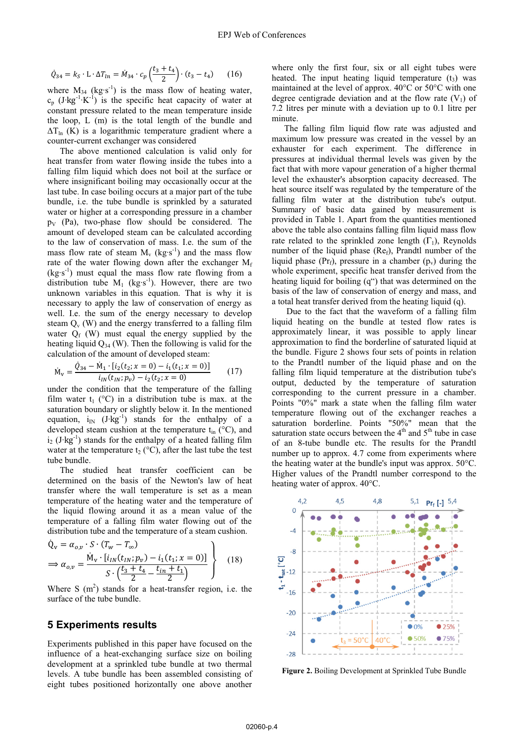$$\dot{Q}_{34} = k_S \cdot \mathrm{L} \cdot \Delta T_{ln} = \dot{M}_{34} \cdot c_p \left(\frac{t_3 + t_4}{2}\right) \cdot (t_3 - t_4) \qquad (16)$$

where $M_{34}$ (kg·s$^{-1}$) is the mass flow of heating water, $c_p$ (J·kg$^{-1}$·K$^{-1}$) is the specific heat capacity of water at constant pressure related to the mean temperature inside the loop, L (m) is the total length of the bundle and $\Delta T_{ln}$ (K) is a logarithmic temperature gradient where a counter-current exchanger was considered

The above mentioned calculation is valid only for heat transfer from water flowing inside the tubes into a falling film liquid which does not boil at the surface or where insignificant boiling may occasionally occur at the last tube. In case boiling occurs at a major part of the tube bundle, i.e. the tube bundle is sprinkled by a saturated water or higher at a corresponding pressure in a chamber $p_V$ (Pa), two-phase flow should be considered. The amount of developed steam can be calculated according to the law of conservation of mass. I.e. the sum of the mass flow rate of steam $M_v$ (kg·s$^{-1}$) and the mass flow rate of the water flowing down after the exchanger $M_f$ (kg·s$^{-1}$) must equal the mass flow rate flowing from a distribution tube $M_1$ (kg·s$^{-1}$). However, there are two unknown variables in this equation. That is why it is necessary to apply the law of conservation of energy as well. I.e. the sum of the energy necessary to develop steam $Q_v$ (W) and the energy transferred to a falling film water $Q_f$ (W) must equal the energy supplied by the heating liquid $Q_{34}$ (W). Then the following is valid for the calculation of the amount of developed steam:

$$\dot{M}_v = \frac{\dot{Q}_{34} - \dot{M}_1 \cdot [i_2(t_2; x = 0) - i_1(t_1; x = 0)]}{i_{IN}(t_{IN}; p_v) - i_2(t_2; x = 0)} \qquad (17)$$

under the condition that the temperature of the falling film water $t_1$ (°C) in a distribution tube is max. at the saturation boundary or slightly below it. In the mentioned equation, $i_{IN}$ (J·kg$^{-1}$) stands for the enthalpy of a developed steam cushion at the temperature $t_{in}$ (°C), and $i_2$ (J·kg$^{-1}$) stands for the enthalpy of a heated falling film water at the temperature $t_2$ (°C), after the last tube the test tube bundle.

The studied heat transfer coefficient can be determined on the basis of the Newton's law of heat transfer where the wall temperature is set as a mean temperature of the heating water and the temperature of the liquid flowing around it as a mean value of the temperature of a falling film water flowing out of the distribution tube and the temperature of a steam cushion.

$$\left.\begin{aligned} &\dot{Q}_v = \alpha_{o,v} \cdot S \cdot (T_w - T_\infty) \\ &\Rightarrow \alpha_{o,v} = \frac{\dot{M}_v \cdot [i_{IN}(t_{IN}; p_v) - i_1(t_1; x = 0)]}{S \cdot \left(\dfrac{t_3 + t_4}{2} - \dfrac{t_{in} + t_1}{2}\right)} \end{aligned}\right\} \qquad (18)$$

Where S (m$^2$) stands for a heat-transfer region, i.e. the surface of the tube bundle.

## 5 Experiments results

Experiments published in this paper have focused on the influence of a heat-exchanging surface size on boiling development at a sprinkled tube bundle at two thermal levels. A tube bundle has been assembled consisting of eight tubes positioned horizontally one above another where only the first four, six or all eight tubes were heated. The input heating liquid temperature ($t_3$) was maintained at the level of approx. 40°C or 50°C with one degree centigrade deviation and at the flow rate ($V_1$) of 7.2 litres per minute with a deviation up to 0.1 litre per minute.

The falling film liquid flow rate was adjusted and maximum low pressure was created in the vessel by an exhauster for each experiment. The difference in pressures at individual thermal levels was given by the fact that with more vapour generation of a higher thermal level the exhauster's absorption capacity decreased. The heat source itself was regulated by the temperature of the falling film water at the distribution tube's output. Summary of basic data gained by measurement is provided in Table 1. Apart from the quantities mentioned above the table also contains falling film liquid mass flow rate related to the sprinkled zone length ($\Gamma_1$), Reynolds number of the liquid phase ($Re_f$), Prandtl number of the liquid phase ($Pr_f$), pressure in a chamber ($p_v$) during the whole experiment, specific heat transfer derived from the heating liquid for boiling (q“) that was determined on the basis of the law of conservation of energy and mass, and a total heat transfer derived from the heating liquid (q).

Due to the fact that the waveform of a falling film liquid heating on the bundle at tested flow rates is approximately linear, it was possible to apply linear approximation to find the borderline of saturated liquid at the bundle. Figure 2 shows four sets of points in relation to the Prandtl number of the liquid phase and on the falling film liquid temperature at the distribution tube's output, deducted by the temperature of saturation corresponding to the current pressure in a chamber. Points "0%" mark a state when the falling film water temperature flowing out of the exchanger reaches a saturation borderline. Points "50%" mean that the saturation state occurs between the 4$^{th}$ and 5$^{th}$ tube in case of an 8-tube bundle etc. The results for the Prandtl number up to approx. 4.7 come from experiments where the heating water at the bundle's input was approx. 50°C. Higher values of the Prandtl number correspond to the heating water of approx. 40°C.

**Figure 2.** Boiling Development at Sprinkled Tube Bundle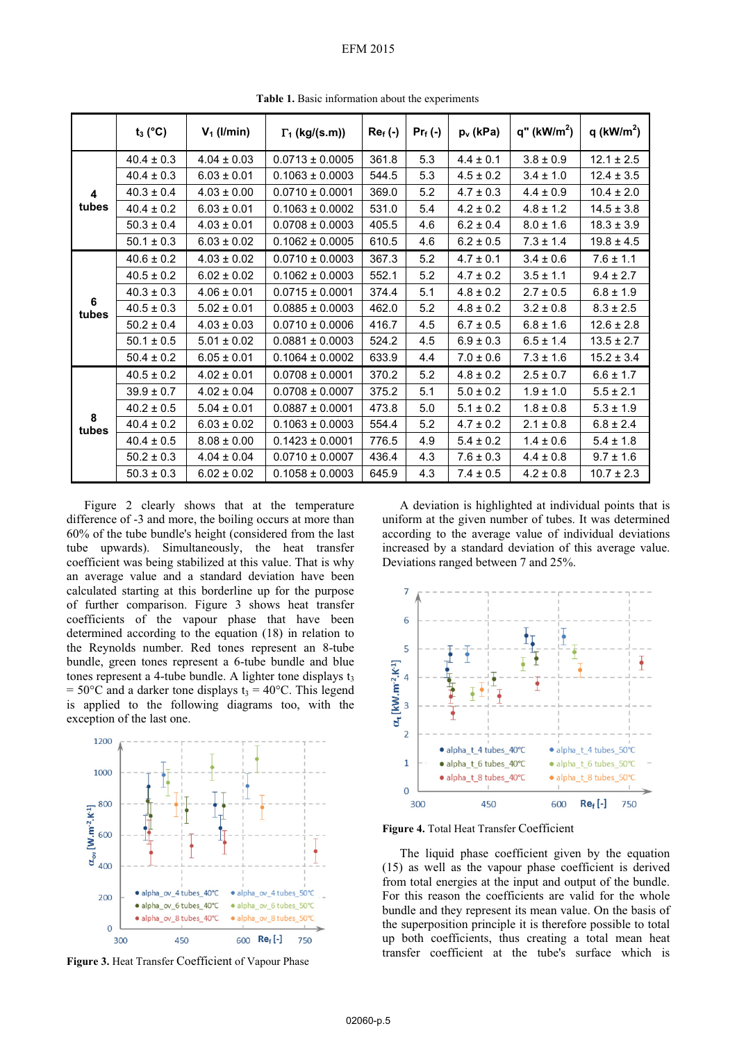**Table 1.** Basic information about the experiments

| | $t_3$ (°C) | $V_1$ (l/min) | $\Gamma_1$ (kg/(s.m)) | $Re_f$ (-) | $Pr_f$ (-) | $p_v$ (kPa) | q" (kW/m$^2$) | q (kW/m$^2$) |
|---|---|---|---|---|---|---|---|---|
| **4 tubes** | 40.4 ± 0.3 | 4.04 ± 0.03 | 0.0713 ± 0.0005 | 361.8 | 5.3 | 4.4 ± 0.1 | 3.8 ± 0.9 | 12.1 ± 2.5 |
| | 40.4 ± 0.3 | 6.03 ± 0.01 | 0.1063 ± 0.0003 | 544.5 | 5.3 | 4.5 ± 0.2 | 3.4 ± 1.0 | 12.4 ± 3.5 |
| | 40.3 ± 0.4 | 4.03 ± 0.00 | 0.0710 ± 0.0001 | 369.0 | 5.2 | 4.7 ± 0.3 | 4.4 ± 0.9 | 10.4 ± 2.0 |
| | 40.4 ± 0.2 | 6.03 ± 0.01 | 0.1063 ± 0.0002 | 531.0 | 5.4 | 4.2 ± 0.2 | 4.8 ± 1.2 | 14.5 ± 3.8 |
| | 50.3 ± 0.4 | 4.03 ± 0.01 | 0.0708 ± 0.0003 | 405.5 | 4.6 | 6.2 ± 0.4 | 8.0 ± 1.6 | 18.3 ± 3.9 |
| | 50.1 ± 0.3 | 6.03 ± 0.02 | 0.1062 ± 0.0005 | 610.5 | 4.6 | 6.2 ± 0.5 | 7.3 ± 1.4 | 19.8 ± 4.5 |
| **6 tubes** | 40.6 ± 0.2 | 4.03 ± 0.02 | 0.0710 ± 0.0003 | 367.3 | 5.2 | 4.7 ± 0.1 | 3.4 ± 0.6 | 7.6 ± 1.1 |
| | 40.5 ± 0.2 | 6.02 ± 0.02 | 0.1062 ± 0.0003 | 552.1 | 5.2 | 4.7 ± 0.2 | 3.5 ± 1.1 | 9.4 ± 2.7 |
| | 40.3 ± 0.3 | 4.06 ± 0.01 | 0.0715 ± 0.0001 | 374.4 | 5.1 | 4.8 ± 0.2 | 2.7 ± 0.5 | 6.8 ± 1.9 |
| | 40.5 ± 0.3 | 5.02 ± 0.01 | 0.0885 ± 0.0003 | 462.0 | 5.2 | 4.8 ± 0.2 | 3.2 ± 0.8 | 8.3 ± 2.5 |
| | 50.2 ± 0.4 | 4.03 ± 0.03 | 0.0710 ± 0.0006 | 416.7 | 4.5 | 6.7 ± 0.5 | 6.8 ± 1.6 | 12.6 ± 2.8 |
| | 50.1 ± 0.5 | 5.01 ± 0.02 | 0.0881 ± 0.0003 | 524.2 | 4.5 | 6.9 ± 0.3 | 6.5 ± 1.4 | 13.5 ± 2.7 |
| | 50.4 ± 0.2 | 6.05 ± 0.01 | 0.1064 ± 0.0002 | 633.9 | 4.4 | 7.0 ± 0.6 | 7.3 ± 1.6 | 15.2 ± 3.4 |
| **8 tubes** | 40.5 ± 0.2 | 4.02 ± 0.01 | 0.0708 ± 0.0001 | 370.2 | 5.2 | 4.8 ± 0.2 | 2.5 ± 0.7 | 6.6 ± 1.7 |
| | 39.9 ± 0.7 | 4.02 ± 0.04 | 0.0708 ± 0.0007 | 375.2 | 5.1 | 5.0 ± 0.2 | 1.9 ± 1.0 | 5.5 ± 2.1 |
| | 40.2 ± 0.5 | 5.04 ± 0.01 | 0.0887 ± 0.0001 | 473.8 | 5.0 | 5.1 ± 0.2 | 1.8 ± 0.8 | 5.3 ± 1.9 |
| | 40.4 ± 0.2 | 6.03 ± 0.02 | 0.1063 ± 0.0003 | 554.4 | 5.2 | 4.7 ± 0.2 | 2.1 ± 0.8 | 6.8 ± 2.4 |
| | 40.4 ± 0.5 | 8.08 ± 0.00 | 0.1423 ± 0.0001 | 776.5 | 4.9 | 5.4 ± 0.2 | 1.4 ± 0.6 | 5.4 ± 1.8 |
| | 50.2 ± 0.3 | 4.04 ± 0.04 | 0.0710 ± 0.0007 | 436.4 | 4.3 | 7.6 ± 0.3 | 4.4 ± 0.8 | 9.7 ± 1.6 |
| | 50.3 ± 0.3 | 6.02 ± 0.02 | 0.1058 ± 0.0003 | 645.9 | 4.3 | 7.4 ± 0.5 | 4.2 ± 0.8 | 10.7 ± 2.3 |

Figure 2 clearly shows that at the temperature difference of -3 and more, the boiling occurs at more than 60% of the tube bundle's height (considered from the last tube upwards). Simultaneously, the heat transfer coefficient was being stabilized at this value. That is why an average value and a standard deviation have been calculated starting at this borderline up for the purpose of further comparison. Figure 3 shows heat transfer coefficients of the vapour phase that have been determined according to the equation (18) in relation to the Reynolds number. Red tones represent an 8-tube bundle, green tones represent a 6-tube bundle and blue tones represent a 4-tube bundle. A lighter tone displays $t_3$ = 50°C and a darker tone displays $t_3$ = 40°C. This legend is applied to the following diagrams too, with the exception of the last one.

**Figure 3.** Heat Transfer Coefficient of Vapour Phase

A deviation is highlighted at individual points that is uniform at the given number of tubes. It was determined according to the average value of individual deviations increased by a standard deviation of this average value. Deviations ranged between 7 and 25%.

**Figure 4.** Total Heat Transfer Coefficient

The liquid phase coefficient given by the equation (15) as well as the vapour phase coefficient is derived from total energies at the input and output of the bundle. For this reason the coefficients are valid for the whole bundle and they represent its mean value. On the basis of the superposition principle it is therefore possible to total up both coefficients, thus creating a total mean heat transfer coefficient at the tube's surface which is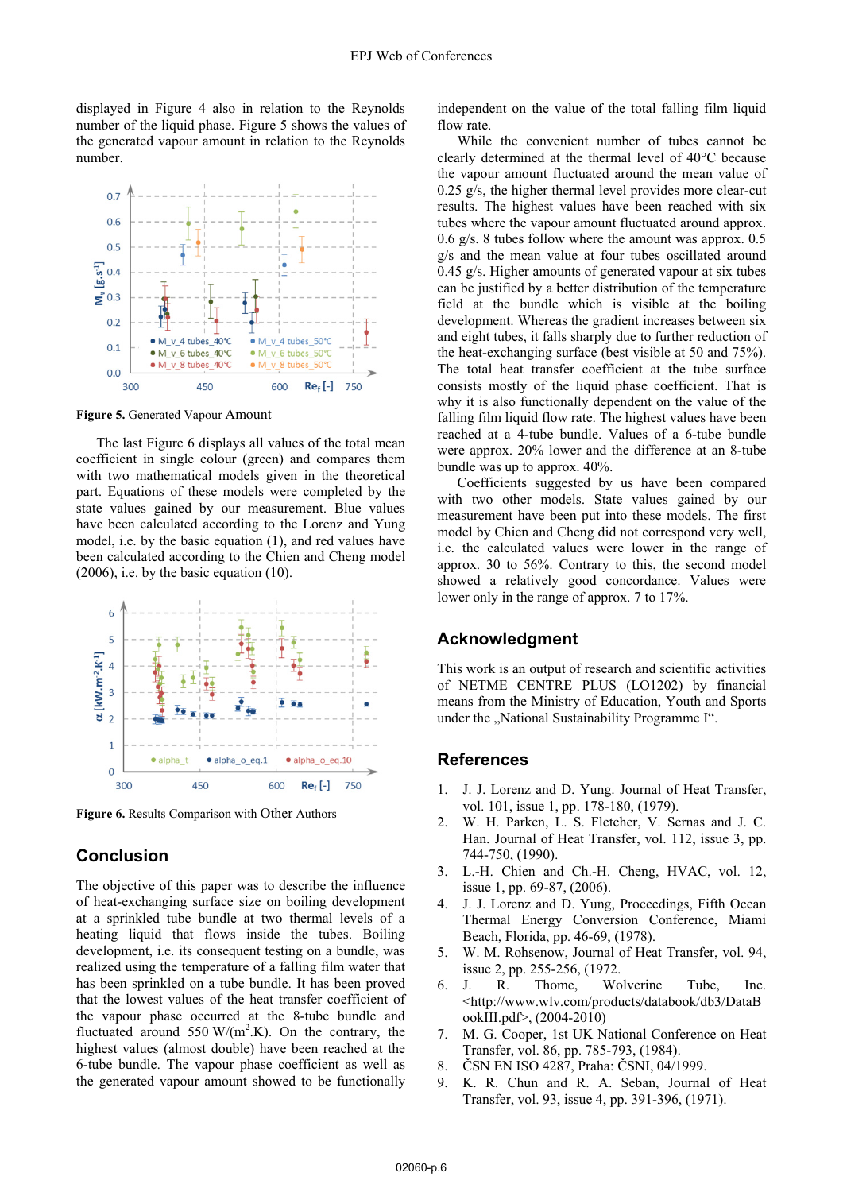displayed in Figure 4 also in relation to the Reynolds number of the liquid phase. Figure 5 shows the values of the generated vapour amount in relation to the Reynolds number.

**Figure 5.** Generated Vapour Amount

The last Figure 6 displays all values of the total mean coefficient in single colour (green) and compares them with two mathematical models given in the theoretical part. Equations of these models were completed by the state values gained by our measurement. Blue values have been calculated according to the Lorenz and Yung model, i.e. by the basic equation (1), and red values have been calculated according to the Chien and Cheng model (2006), i.e. by the basic equation (10).

**Figure 6.** Results Comparison with Other Authors

## Conclusion

The objective of this paper was to describe the influence of heat-exchanging surface size on boiling development at a sprinkled tube bundle at two thermal levels of a heating liquid that flows inside the tubes. Boiling development, i.e. its consequent testing on a bundle, was realized using the temperature of a falling film water that has been sprinkled on a tube bundle. It has been proved that the lowest values of the heat transfer coefficient of the vapour phase occurred at the 8-tube bundle and fluctuated around 550 W/(m$^2$.K). On the contrary, the highest values (almost double) have been reached at the 6-tube bundle. The vapour phase coefficient as well as the generated vapour amount showed to be functionally independent on the value of the total falling film liquid flow rate.

While the convenient number of tubes cannot be clearly determined at the thermal level of 40°C because the vapour amount fluctuated around the mean value of 0.25 g/s, the higher thermal level provides more clear-cut results. The highest values have been reached with six tubes where the vapour amount fluctuated around approx. 0.6 g/s. 8 tubes follow where the amount was approx. 0.5 g/s and the mean value at four tubes oscillated around 0.45 g/s. Higher amounts of generated vapour at six tubes can be justified by a better distribution of the temperature field at the bundle which is visible at the boiling development. Whereas the gradient increases between six and eight tubes, it falls sharply due to further reduction of the heat-exchanging surface (best visible at 50 and 75%). The total heat transfer coefficient at the tube surface consists mostly of the liquid phase coefficient. That is why it is also functionally dependent on the value of the falling film liquid flow rate. The highest values have been reached at a 4-tube bundle. Values of a 6-tube bundle were approx. 20% lower and the difference at an 8-tube bundle was up to approx. 40%.

Coefficients suggested by us have been compared with two other models. State values gained by our measurement have been put into these models. The first model by Chien and Cheng did not correspond very well, i.e. the calculated values were lower in the range of approx. 30 to 56%. Contrary to this, the second model showed a relatively good concordance. Values were lower only in the range of approx. 7 to 17%.

## Acknowledgment

This work is an output of research and scientific activities of NETME CENTRE PLUS (LO1202) by financial means from the Ministry of Education, Youth and Sports under the „National Sustainability Programme I".

## References

1. J. J. Lorenz and D. Yung. Journal of Heat Transfer, vol. 101, issue 1, pp. 178-180, (1979).
2. W. H. Parken, L. S. Fletcher, V. Sernas and J. C. Han. Journal of Heat Transfer, vol. 112, issue 3, pp. 744-750, (1990).
3. L.-H. Chien and Ch.-H. Cheng, HVAC, vol. 12, issue 1, pp. 69-87, (2006).
4. J. J. Lorenz and D. Yung, Proceedings, Fifth Ocean Thermal Energy Conversion Conference, Miami Beach, Florida, pp. 46-69, (1978).
5. W. M. Rohsenow, Journal of Heat Transfer, vol. 94, issue 2, pp. 255-256, (1972.
6. J. R. Thome, Wolverine Tube, Inc. <http://www.wlv.com/products/databook/db3/DataBookIII.pdf>, (2004-2010)
7. M. G. Cooper, 1st UK National Conference on Heat Transfer, vol. 86, pp. 785-793, (1984).
8. ČSN EN ISO 4287, Praha: ČSNI, 04/1999.
9. K. R. Chun and R. A. Seban, Journal of Heat Transfer, vol. 93, issue 4, pp. 391-396, (1971).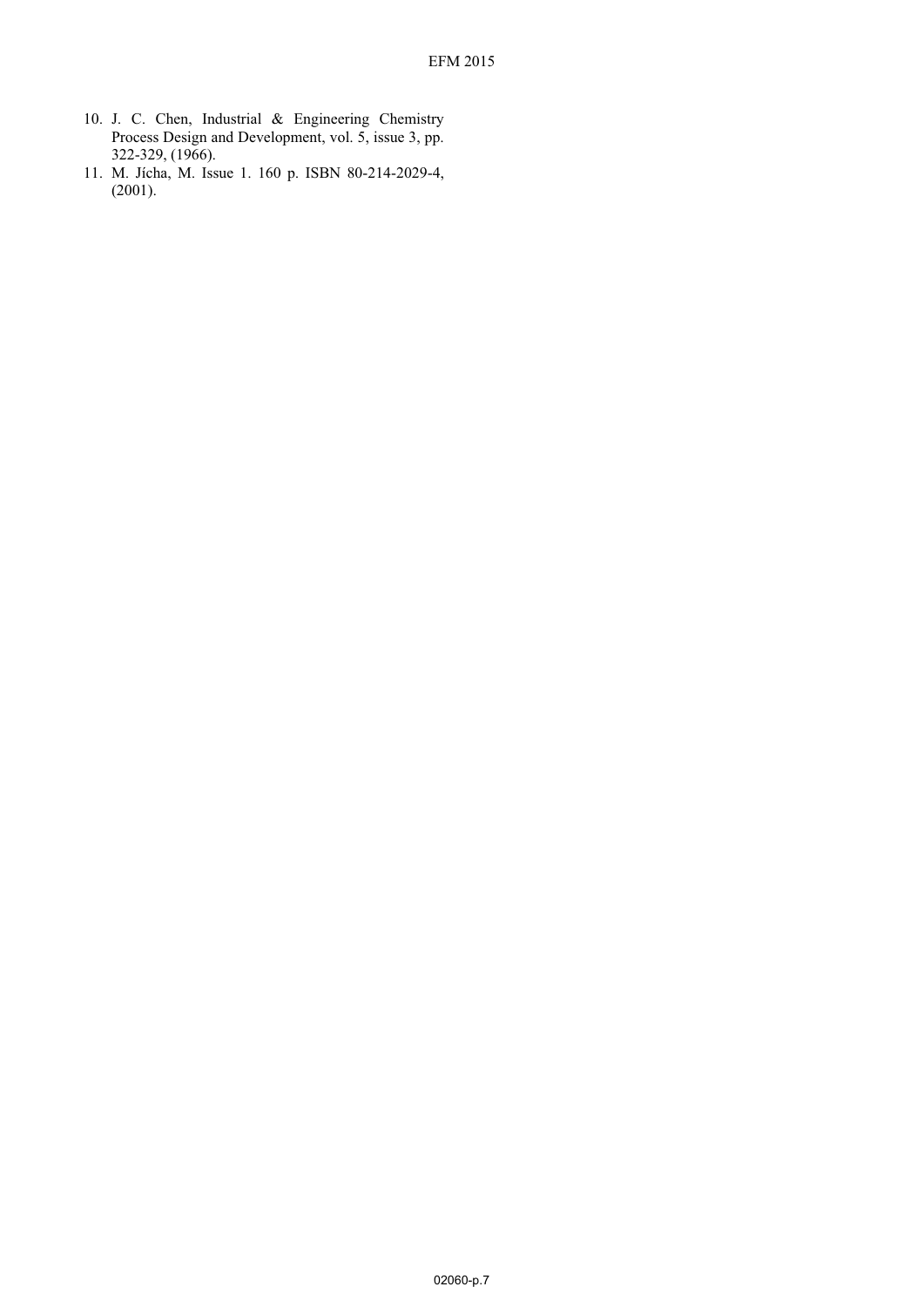10. J. C. Chen, Industrial & Engineering Chemistry Process Design and Development, vol. 5, issue 3, pp. 322-329, (1966).
11. M. Jícha, M. Issue 1. 160 p. ISBN 80-214-2029-4, (2001).